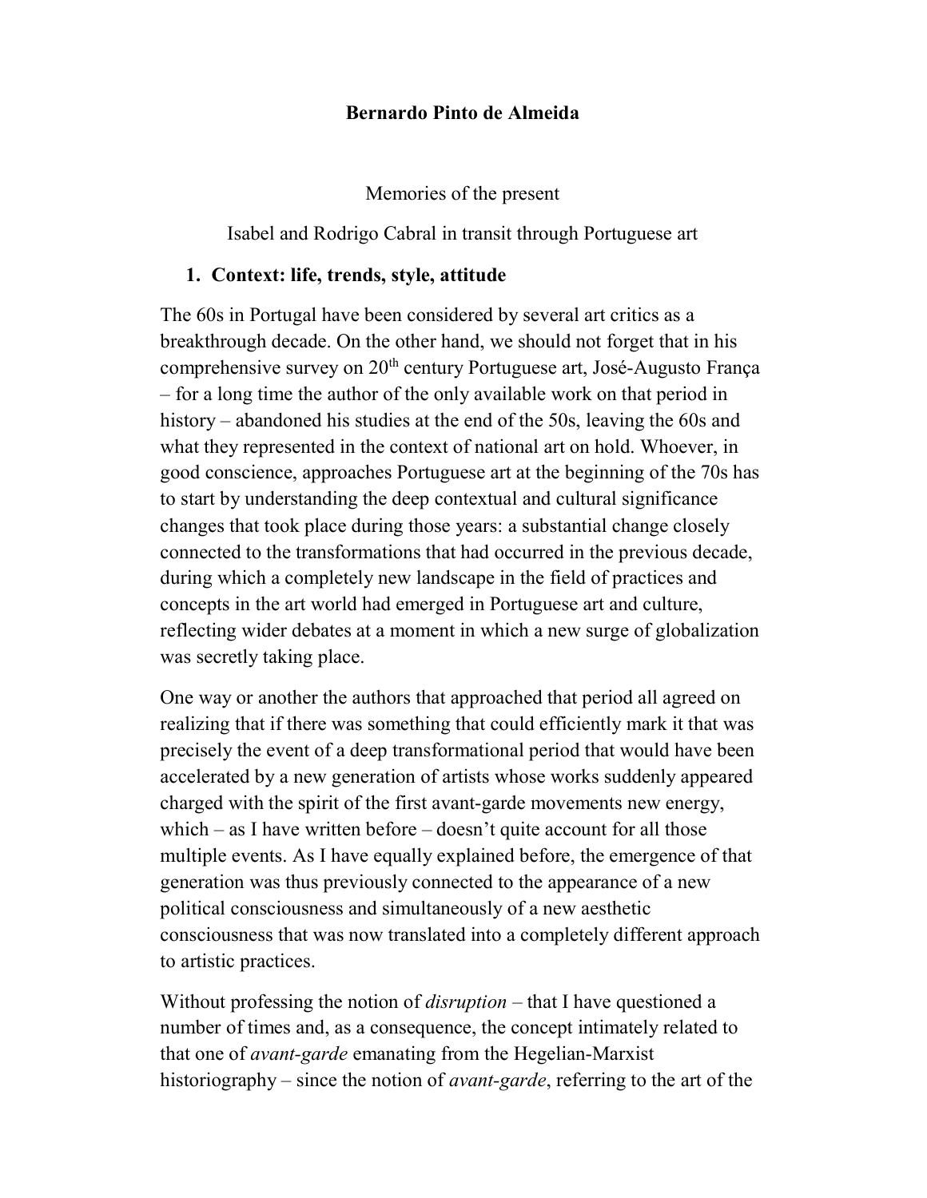**Bernardo Pinto de Almeida**

Memories of the present

Isabel and Rodrigo Cabral in transit through Portuguese art

## 1. Context: life, trends, style, attitude

The 60s in Portugal have been considered by several art critics as a breakthrough decade. On the other hand, we should not forget that in his comprehensive survey on 20th century Portuguese art, José-Augusto França – for a long time the author of the only available work on that period in history – abandoned his studies at the end of the 50s, leaving the 60s and what they represented in the context of national art on hold. Whoever, in good conscience, approaches Portuguese art at the beginning of the 70s has to start by understanding the deep contextual and cultural significance changes that took place during those years: a substantial change closely connected to the transformations that had occurred in the previous decade, during which a completely new landscape in the field of practices and concepts in the art world had emerged in Portuguese art and culture, reflecting wider debates at a moment in which a new surge of globalization was secretly taking place.

One way or another the authors that approached that period all agreed on realizing that if there was something that could efficiently mark it that was precisely the event of a deep transformational period that would have been accelerated by a new generation of artists whose works suddenly appeared charged with the spirit of the first avant-garde movements new energy, which – as I have written before – doesn't quite account for all those multiple events. As I have equally explained before, the emergence of that generation was thus previously connected to the appearance of a new political consciousness and simultaneously of a new aesthetic consciousness that was now translated into a completely different approach to artistic practices.

Without professing the notion of *disruption* – that I have questioned a number of times and, as a consequence, the concept intimately related to that one of *avant-garde* emanating from the Hegelian-Marxist historiography – since the notion of *avant-garde*, referring to the art of the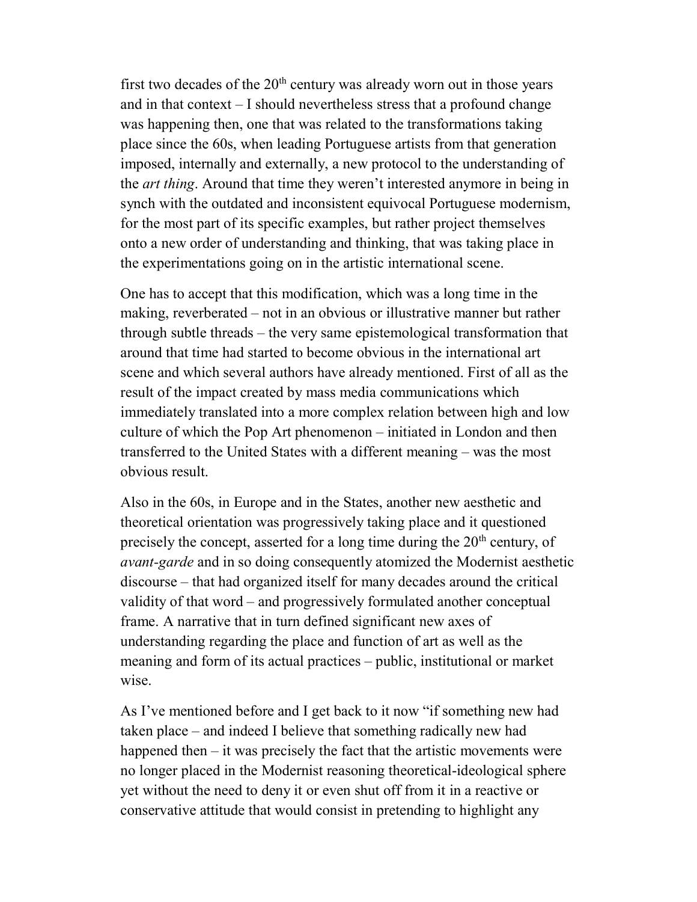first two decades of the 20th century was already worn out in those years and in that context – I should nevertheless stress that a profound change was happening then, one that was related to the transformations taking place since the 60s, when leading Portuguese artists from that generation imposed, internally and externally, a new protocol to the understanding of the *art thing*. Around that time they weren't interested anymore in being in synch with the outdated and inconsistent equivocal Portuguese modernism, for the most part of its specific examples, but rather project themselves onto a new order of understanding and thinking, that was taking place in the experimentations going on in the artistic international scene.

One has to accept that this modification, which was a long time in the making, reverberated – not in an obvious or illustrative manner but rather through subtle threads – the very same epistemological transformation that around that time had started to become obvious in the international art scene and which several authors have already mentioned. First of all as the result of the impact created by mass media communications which immediately translated into a more complex relation between high and low culture of which the Pop Art phenomenon – initiated in London and then transferred to the United States with a different meaning – was the most obvious result.

Also in the 60s, in Europe and in the States, another new aesthetic and theoretical orientation was progressively taking place and it questioned precisely the concept, asserted for a long time during the 20th century, of *avant-garde* and in so doing consequently atomized the Modernist aesthetic discourse – that had organized itself for many decades around the critical validity of that word – and progressively formulated another conceptual frame. A narrative that in turn defined significant new axes of understanding regarding the place and function of art as well as the meaning and form of its actual practices – public, institutional or market wise.

As I've mentioned before and I get back to it now "if something new had taken place – and indeed I believe that something radically new had happened then – it was precisely the fact that the artistic movements were no longer placed in the Modernist reasoning theoretical-ideological sphere yet without the need to deny it or even shut off from it in a reactive or conservative attitude that would consist in pretending to highlight any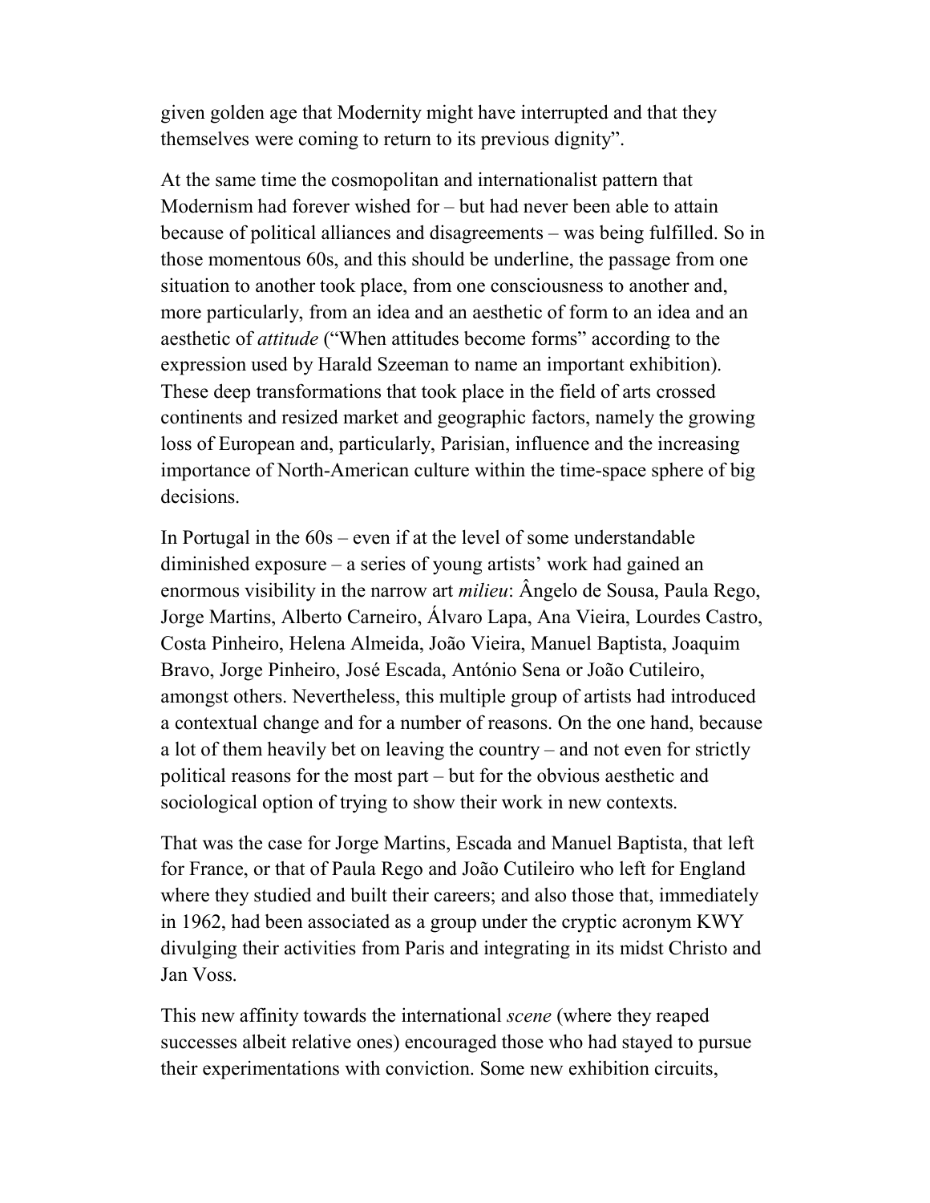given golden age that Modernity might have interrupted and that they themselves were coming to return to its previous dignity".

At the same time the cosmopolitan and internationalist pattern that Modernism had forever wished for – but had never been able to attain because of political alliances and disagreements – was being fulfilled. So in those momentous 60s, and this should be underline, the passage from one situation to another took place, from one consciousness to another and, more particularly, from an idea and an aesthetic of form to an idea and an aesthetic of *attitude* ("When attitudes become forms" according to the expression used by Harald Szeeman to name an important exhibition). These deep transformations that took place in the field of arts crossed continents and resized market and geographic factors, namely the growing loss of European and, particularly, Parisian, influence and the increasing importance of North-American culture within the time-space sphere of big decisions.

In Portugal in the 60s – even if at the level of some understandable diminished exposure – a series of young artists' work had gained an enormous visibility in the narrow art *milieu*: Ângelo de Sousa, Paula Rego, Jorge Martins, Alberto Carneiro, Álvaro Lapa, Ana Vieira, Lourdes Castro, Costa Pinheiro, Helena Almeida, João Vieira, Manuel Baptista, Joaquim Bravo, Jorge Pinheiro, José Escada, António Sena or João Cutileiro, amongst others. Nevertheless, this multiple group of artists had introduced a contextual change and for a number of reasons. On the one hand, because a lot of them heavily bet on leaving the country – and not even for strictly political reasons for the most part – but for the obvious aesthetic and sociological option of trying to show their work in new contexts.

That was the case for Jorge Martins, Escada and Manuel Baptista, that left for France, or that of Paula Rego and João Cutileiro who left for England where they studied and built their careers; and also those that, immediately in 1962, had been associated as a group under the cryptic acronym KWY divulging their activities from Paris and integrating in its midst Christo and Jan Voss.

This new affinity towards the international *scene* (where they reaped successes albeit relative ones) encouraged those who had stayed to pursue their experimentations with conviction. Some new exhibition circuits,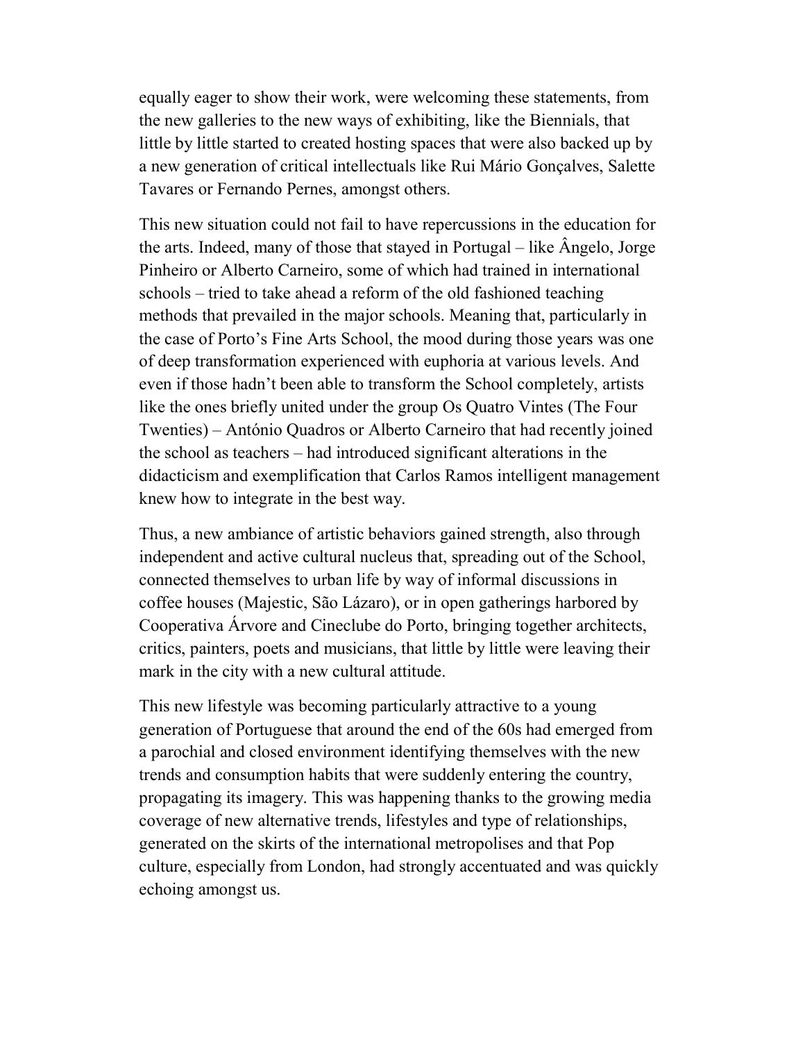equally eager to show their work, were welcoming these statements, from the new galleries to the new ways of exhibiting, like the Biennials, that little by little started to created hosting spaces that were also backed up by a new generation of critical intellectuals like Rui Mário Gonçalves, Salette Tavares or Fernando Pernes, amongst others.

This new situation could not fail to have repercussions in the education for the arts. Indeed, many of those that stayed in Portugal – like Ângelo, Jorge Pinheiro or Alberto Carneiro, some of which had trained in international schools – tried to take ahead a reform of the old fashioned teaching methods that prevailed in the major schools. Meaning that, particularly in the case of Porto's Fine Arts School, the mood during those years was one of deep transformation experienced with euphoria at various levels. And even if those hadn't been able to transform the School completely, artists like the ones briefly united under the group Os Quatro Vintes (The Four Twenties) – António Quadros or Alberto Carneiro that had recently joined the school as teachers – had introduced significant alterations in the didacticism and exemplification that Carlos Ramos intelligent management knew how to integrate in the best way.

Thus, a new ambiance of artistic behaviors gained strength, also through independent and active cultural nucleus that, spreading out of the School, connected themselves to urban life by way of informal discussions in coffee houses (Majestic, São Lázaro), or in open gatherings harbored by Cooperativa Árvore and Cineclube do Porto, bringing together architects, critics, painters, poets and musicians, that little by little were leaving their mark in the city with a new cultural attitude.

This new lifestyle was becoming particularly attractive to a young generation of Portuguese that around the end of the 60s had emerged from a parochial and closed environment identifying themselves with the new trends and consumption habits that were suddenly entering the country, propagating its imagery. This was happening thanks to the growing media coverage of new alternative trends, lifestyles and type of relationships, generated on the skirts of the international metropolises and that Pop culture, especially from London, had strongly accentuated and was quickly echoing amongst us.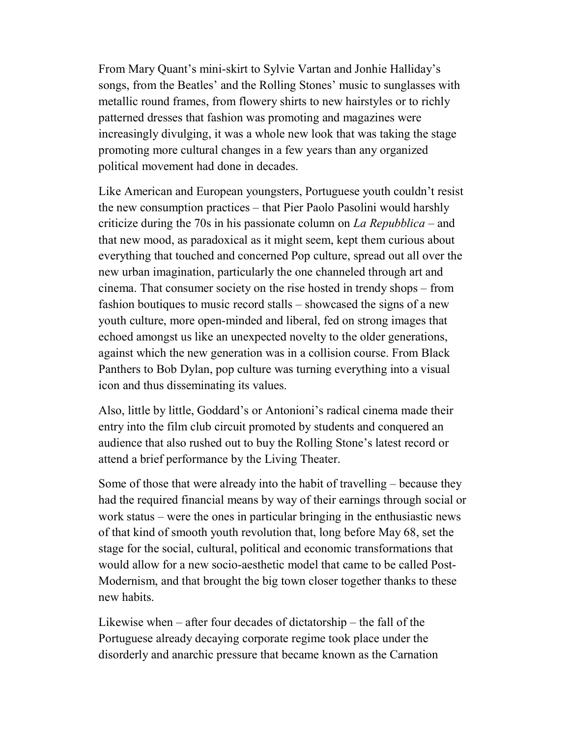From Mary Quant's mini-skirt to Sylvie Vartan and Jonhie Halliday's songs, from the Beatles' and the Rolling Stones' music to sunglasses with metallic round frames, from flowery shirts to new hairstyles or to richly patterned dresses that fashion was promoting and magazines were increasingly divulging, it was a whole new look that was taking the stage promoting more cultural changes in a few years than any organized political movement had done in decades.

Like American and European youngsters, Portuguese youth couldn't resist the new consumption practices – that Pier Paolo Pasolini would harshly criticize during the 70s in his passionate column on *La Repubblica* – and that new mood, as paradoxical as it might seem, kept them curious about everything that touched and concerned Pop culture, spread out all over the new urban imagination, particularly the one channeled through art and cinema. That consumer society on the rise hosted in trendy shops – from fashion boutiques to music record stalls – showcased the signs of a new youth culture, more open-minded and liberal, fed on strong images that echoed amongst us like an unexpected novelty to the older generations, against which the new generation was in a collision course. From Black Panthers to Bob Dylan, pop culture was turning everything into a visual icon and thus disseminating its values.

Also, little by little, Goddard's or Antonioni's radical cinema made their entry into the film club circuit promoted by students and conquered an audience that also rushed out to buy the Rolling Stone's latest record or attend a brief performance by the Living Theater.

Some of those that were already into the habit of travelling – because they had the required financial means by way of their earnings through social or work status – were the ones in particular bringing in the enthusiastic news of that kind of smooth youth revolution that, long before May 68, set the stage for the social, cultural, political and economic transformations that would allow for a new socio-aesthetic model that came to be called Post-Modernism, and that brought the big town closer together thanks to these new habits.

Likewise when – after four decades of dictatorship – the fall of the Portuguese already decaying corporate regime took place under the disorderly and anarchic pressure that became known as the Carnation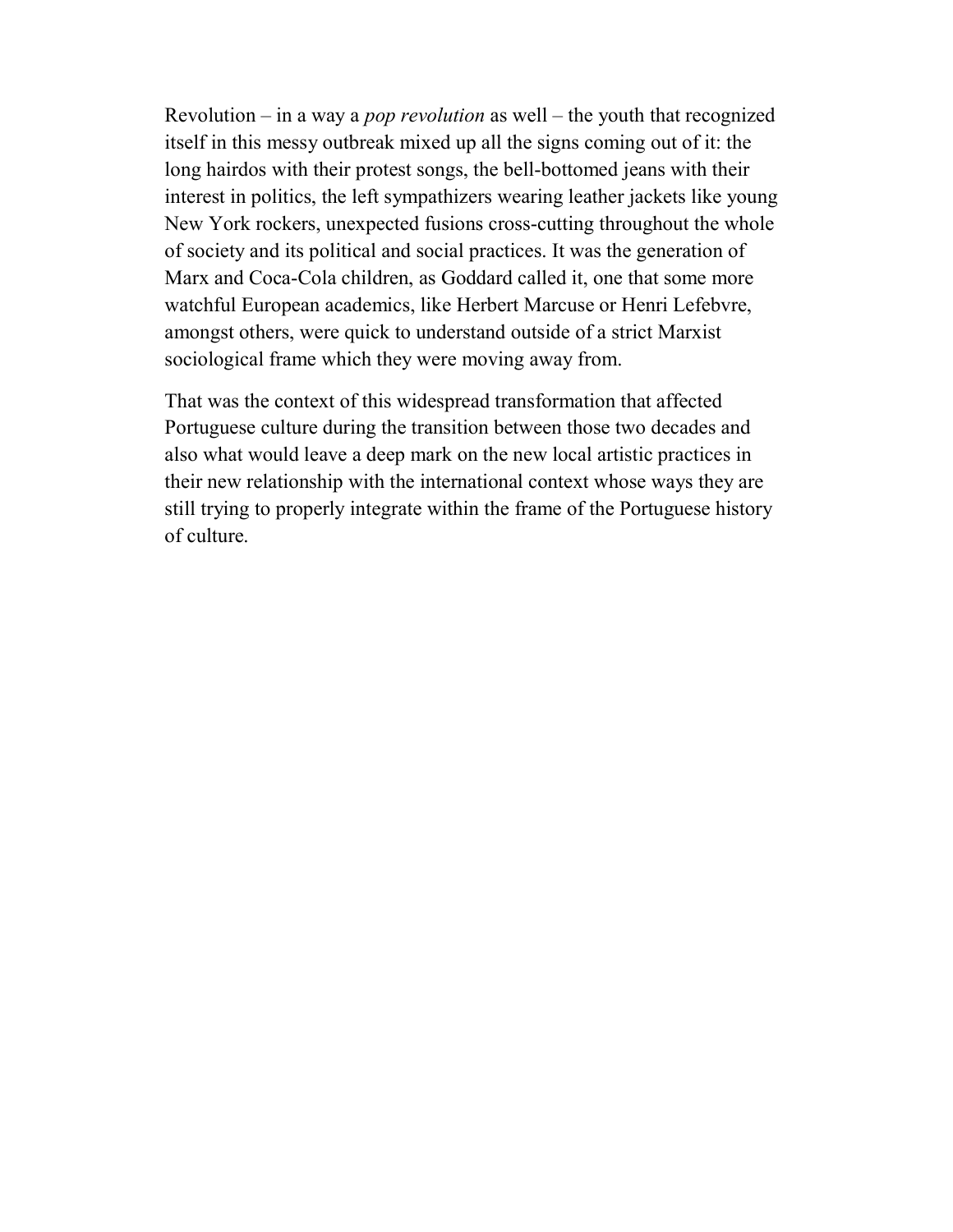Revolution – in a way a *pop revolution* as well – the youth that recognized itself in this messy outbreak mixed up all the signs coming out of it: the long hairdos with their protest songs, the bell-bottomed jeans with their interest in politics, the left sympathizers wearing leather jackets like young New York rockers, unexpected fusions cross-cutting throughout the whole of society and its political and social practices. It was the generation of Marx and Coca-Cola children, as Goddard called it, one that some more watchful European academics, like Herbert Marcuse or Henri Lefebvre, amongst others, were quick to understand outside of a strict Marxist sociological frame which they were moving away from.

That was the context of this widespread transformation that affected Portuguese culture during the transition between those two decades and also what would leave a deep mark on the new local artistic practices in their new relationship with the international context whose ways they are still trying to properly integrate within the frame of the Portuguese history of culture.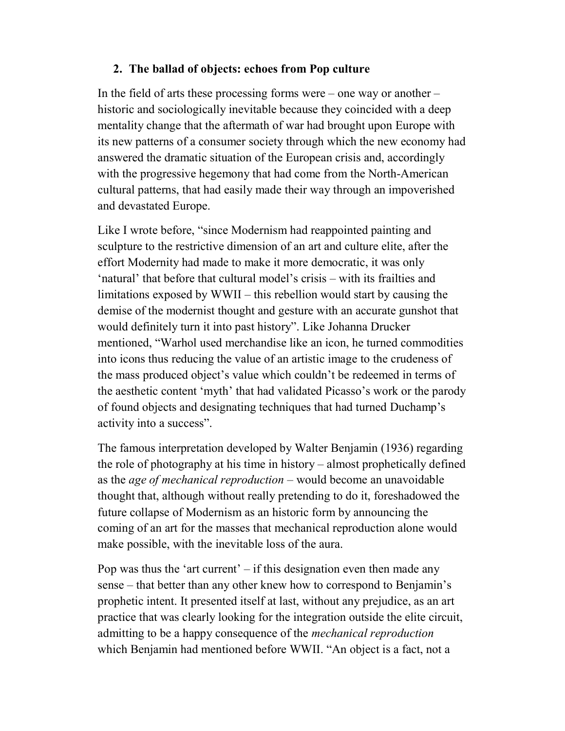## 2. The ballad of objects: echoes from Pop culture

In the field of arts these processing forms were – one way or another – historic and sociologically inevitable because they coincided with a deep mentality change that the aftermath of war had brought upon Europe with its new patterns of a consumer society through which the new economy had answered the dramatic situation of the European crisis and, accordingly with the progressive hegemony that had come from the North-American cultural patterns, that had easily made their way through an impoverished and devastated Europe.

Like I wrote before, "since Modernism had reappointed painting and sculpture to the restrictive dimension of an art and culture elite, after the effort Modernity had made to make it more democratic, it was only 'natural' that before that cultural model's crisis – with its frailties and limitations exposed by WWII – this rebellion would start by causing the demise of the modernist thought and gesture with an accurate gunshot that would definitely turn it into past history". Like Johanna Drucker mentioned, "Warhol used merchandise like an icon, he turned commodities into icons thus reducing the value of an artistic image to the crudeness of the mass produced object's value which couldn't be redeemed in terms of the aesthetic content 'myth' that had validated Picasso's work or the parody of found objects and designating techniques that had turned Duchamp's activity into a success".

The famous interpretation developed by Walter Benjamin (1936) regarding the role of photography at his time in history – almost prophetically defined as the *age of mechanical reproduction* – would become an unavoidable thought that, although without really pretending to do it, foreshadowed the future collapse of Modernism as an historic form by announcing the coming of an art for the masses that mechanical reproduction alone would make possible, with the inevitable loss of the aura.

Pop was thus the 'art current' – if this designation even then made any sense – that better than any other knew how to correspond to Benjamin's prophetic intent. It presented itself at last, without any prejudice, as an art practice that was clearly looking for the integration outside the elite circuit, admitting to be a happy consequence of the *mechanical reproduction* which Benjamin had mentioned before WWII. "An object is a fact, not a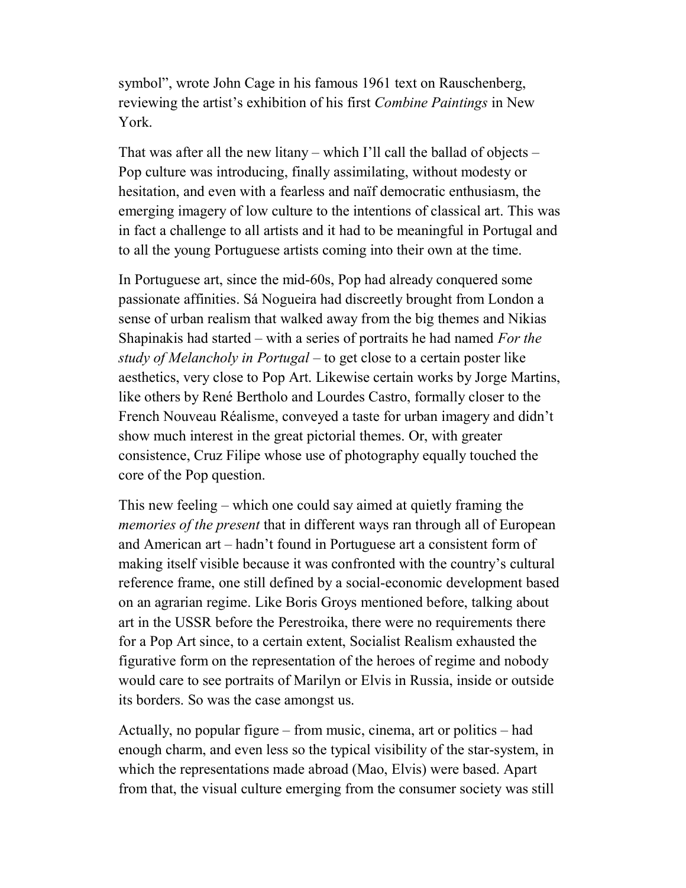symbol", wrote John Cage in his famous 1961 text on Rauschenberg, reviewing the artist's exhibition of his first *Combine Paintings* in New York.

That was after all the new litany – which I'll call the ballad of objects – Pop culture was introducing, finally assimilating, without modesty or hesitation, and even with a fearless and naïf democratic enthusiasm, the emerging imagery of low culture to the intentions of classical art. This was in fact a challenge to all artists and it had to be meaningful in Portugal and to all the young Portuguese artists coming into their own at the time.

In Portuguese art, since the mid-60s, Pop had already conquered some passionate affinities. Sá Nogueira had discreetly brought from London a sense of urban realism that walked away from the big themes and Nikias Shapinakis had started – with a series of portraits he had named *For the study of Melancholy in Portugal* – to get close to a certain poster like aesthetics, very close to Pop Art. Likewise certain works by Jorge Martins, like others by René Bertholo and Lourdes Castro, formally closer to the French Nouveau Réalisme, conveyed a taste for urban imagery and didn't show much interest in the great pictorial themes. Or, with greater consistence, Cruz Filipe whose use of photography equally touched the core of the Pop question.

This new feeling – which one could say aimed at quietly framing the *memories of the present* that in different ways ran through all of European and American art – hadn't found in Portuguese art a consistent form of making itself visible because it was confronted with the country's cultural reference frame, one still defined by a social-economic development based on an agrarian regime. Like Boris Groys mentioned before, talking about art in the USSR before the Perestroika, there were no requirements there for a Pop Art since, to a certain extent, Socialist Realism exhausted the figurative form on the representation of the heroes of regime and nobody would care to see portraits of Marilyn or Elvis in Russia, inside or outside its borders. So was the case amongst us.

Actually, no popular figure – from music, cinema, art or politics – had enough charm, and even less so the typical visibility of the star-system, in which the representations made abroad (Mao, Elvis) were based. Apart from that, the visual culture emerging from the consumer society was still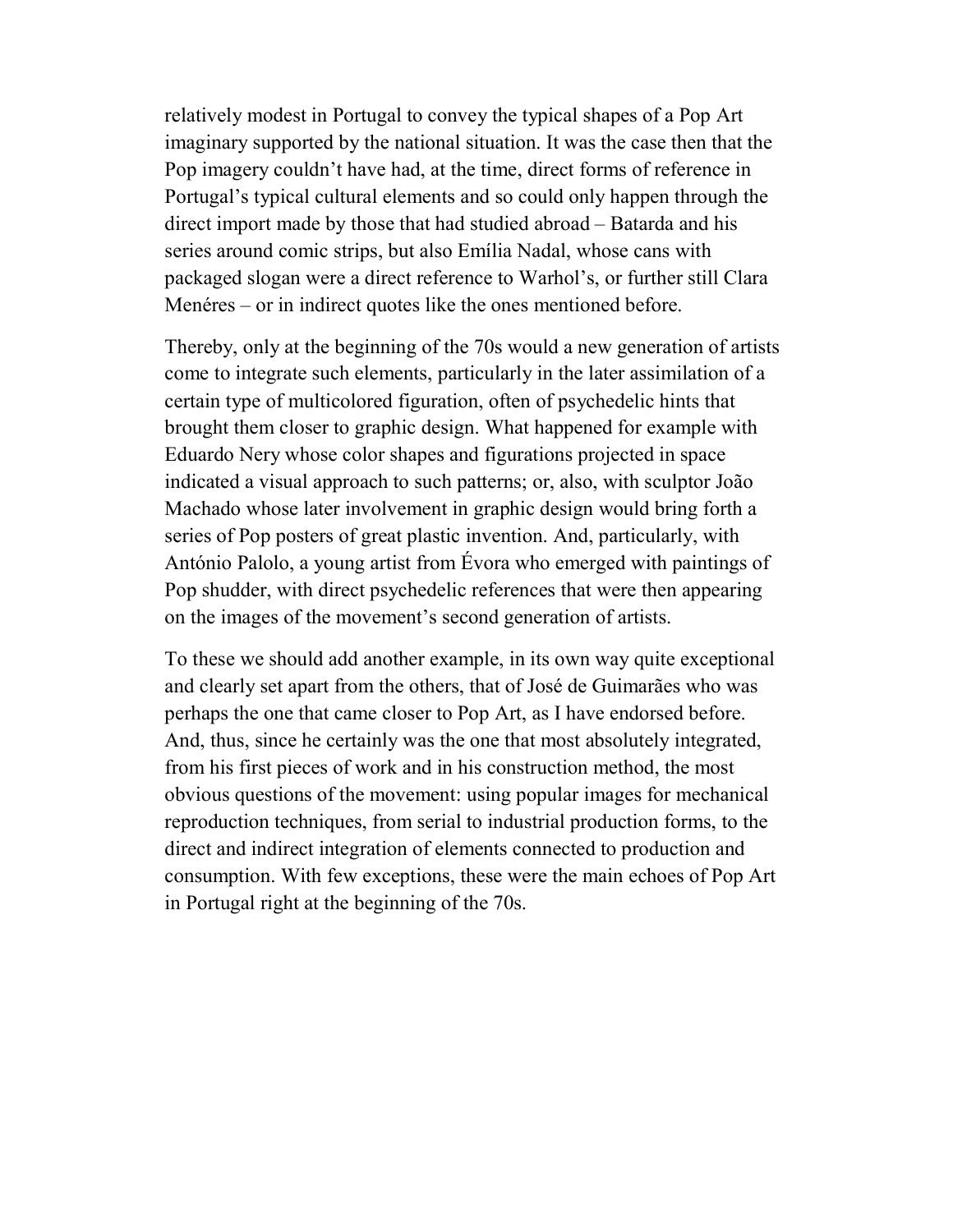relatively modest in Portugal to convey the typical shapes of a Pop Art imaginary supported by the national situation. It was the case then that the Pop imagery couldn't have had, at the time, direct forms of reference in Portugal's typical cultural elements and so could only happen through the direct import made by those that had studied abroad – Batarda and his series around comic strips, but also Emília Nadal, whose cans with packaged slogan were a direct reference to Warhol's, or further still Clara Menéres – or in indirect quotes like the ones mentioned before.

Thereby, only at the beginning of the 70s would a new generation of artists come to integrate such elements, particularly in the later assimilation of a certain type of multicolored figuration, often of psychedelic hints that brought them closer to graphic design. What happened for example with Eduardo Nery whose color shapes and figurations projected in space indicated a visual approach to such patterns; or, also, with sculptor João Machado whose later involvement in graphic design would bring forth a series of Pop posters of great plastic invention. And, particularly, with António Palolo, a young artist from Évora who emerged with paintings of Pop shudder, with direct psychedelic references that were then appearing on the images of the movement's second generation of artists.

To these we should add another example, in its own way quite exceptional and clearly set apart from the others, that of José de Guimarães who was perhaps the one that came closer to Pop Art, as I have endorsed before. And, thus, since he certainly was the one that most absolutely integrated, from his first pieces of work and in his construction method, the most obvious questions of the movement: using popular images for mechanical reproduction techniques, from serial to industrial production forms, to the direct and indirect integration of elements connected to production and consumption. With few exceptions, these were the main echoes of Pop Art in Portugal right at the beginning of the 70s.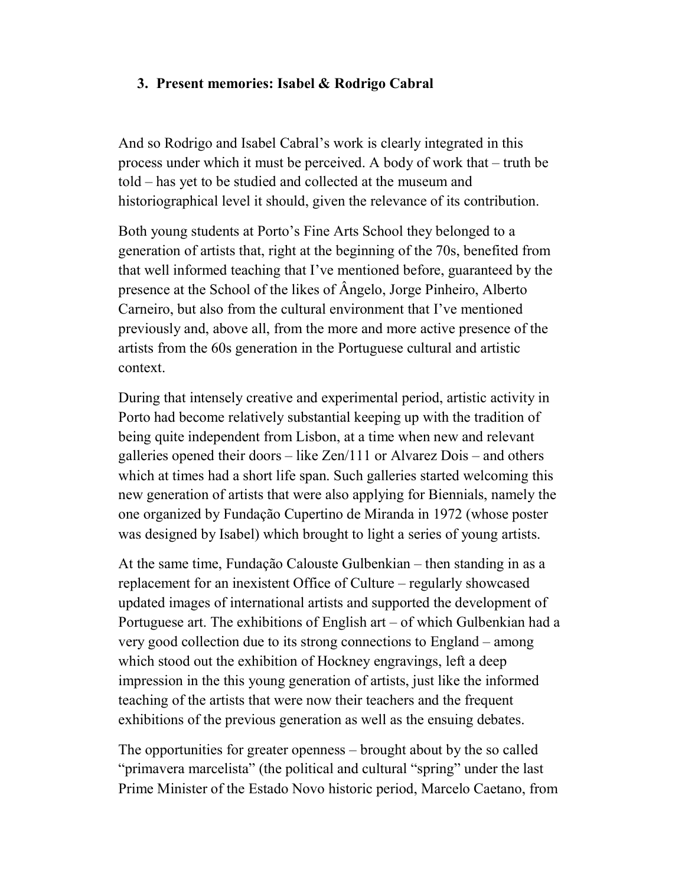### 3. Present memories: Isabel & Rodrigo Cabral

And so Rodrigo and Isabel Cabral's work is clearly integrated in this process under which it must be perceived. A body of work that – truth be told – has yet to be studied and collected at the museum and historiographical level it should, given the relevance of its contribution.

Both young students at Porto's Fine Arts School they belonged to a generation of artists that, right at the beginning of the 70s, benefited from that well informed teaching that I've mentioned before, guaranteed by the presence at the School of the likes of Ângelo, Jorge Pinheiro, Alberto Carneiro, but also from the cultural environment that I've mentioned previously and, above all, from the more and more active presence of the artists from the 60s generation in the Portuguese cultural and artistic context.

During that intensely creative and experimental period, artistic activity in Porto had become relatively substantial keeping up with the tradition of being quite independent from Lisbon, at a time when new and relevant galleries opened their doors – like Zen/111 or Alvarez Dois – and others which at times had a short life span. Such galleries started welcoming this new generation of artists that were also applying for Biennials, namely the one organized by Fundação Cupertino de Miranda in 1972 (whose poster was designed by Isabel) which brought to light a series of young artists.

At the same time, Fundação Calouste Gulbenkian – then standing in as a replacement for an inexistent Office of Culture – regularly showcased updated images of international artists and supported the development of Portuguese art. The exhibitions of English art – of which Gulbenkian had a very good collection due to its strong connections to England – among which stood out the exhibition of Hockney engravings, left a deep impression in the this young generation of artists, just like the informed teaching of the artists that were now their teachers and the frequent exhibitions of the previous generation as well as the ensuing debates.

The opportunities for greater openness – brought about by the so called "primavera marcelista" (the political and cultural "spring" under the last Prime Minister of the Estado Novo historic period, Marcelo Caetano, from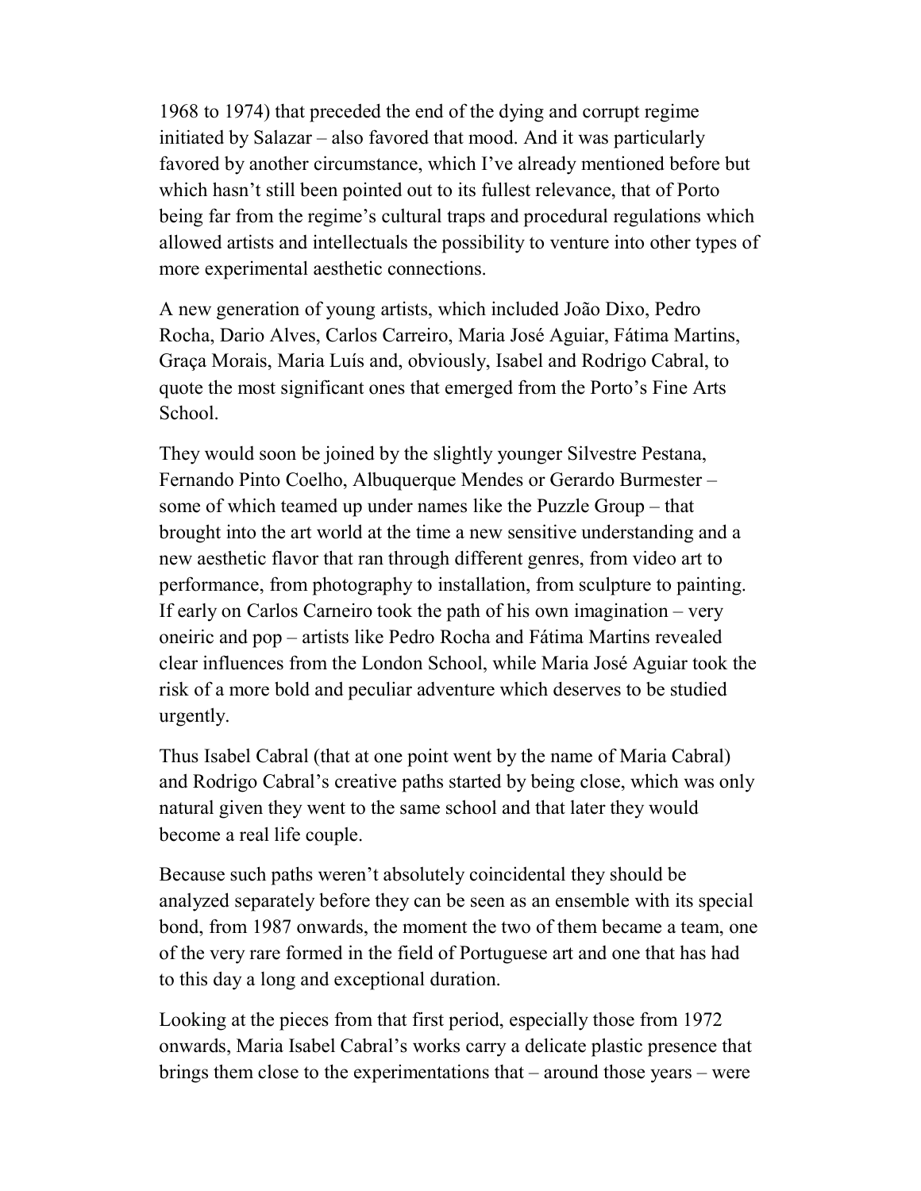1968 to 1974) that preceded the end of the dying and corrupt regime initiated by Salazar – also favored that mood. And it was particularly favored by another circumstance, which I've already mentioned before but which hasn't still been pointed out to its fullest relevance, that of Porto being far from the regime's cultural traps and procedural regulations which allowed artists and intellectuals the possibility to venture into other types of more experimental aesthetic connections.

A new generation of young artists, which included João Dixo, Pedro Rocha, Dario Alves, Carlos Carreiro, Maria José Aguiar, Fátima Martins, Graça Morais, Maria Luís and, obviously, Isabel and Rodrigo Cabral, to quote the most significant ones that emerged from the Porto's Fine Arts School.

They would soon be joined by the slightly younger Silvestre Pestana, Fernando Pinto Coelho, Albuquerque Mendes or Gerardo Burmester – some of which teamed up under names like the Puzzle Group – that brought into the art world at the time a new sensitive understanding and a new aesthetic flavor that ran through different genres, from video art to performance, from photography to installation, from sculpture to painting. If early on Carlos Carneiro took the path of his own imagination – very oneiric and pop – artists like Pedro Rocha and Fátima Martins revealed clear influences from the London School, while Maria José Aguiar took the risk of a more bold and peculiar adventure which deserves to be studied urgently.

Thus Isabel Cabral (that at one point went by the name of Maria Cabral) and Rodrigo Cabral's creative paths started by being close, which was only natural given they went to the same school and that later they would become a real life couple.

Because such paths weren't absolutely coincidental they should be analyzed separately before they can be seen as an ensemble with its special bond, from 1987 onwards, the moment the two of them became a team, one of the very rare formed in the field of Portuguese art and one that has had to this day a long and exceptional duration.

Looking at the pieces from that first period, especially those from 1972 onwards, Maria Isabel Cabral's works carry a delicate plastic presence that brings them close to the experimentations that – around those years – were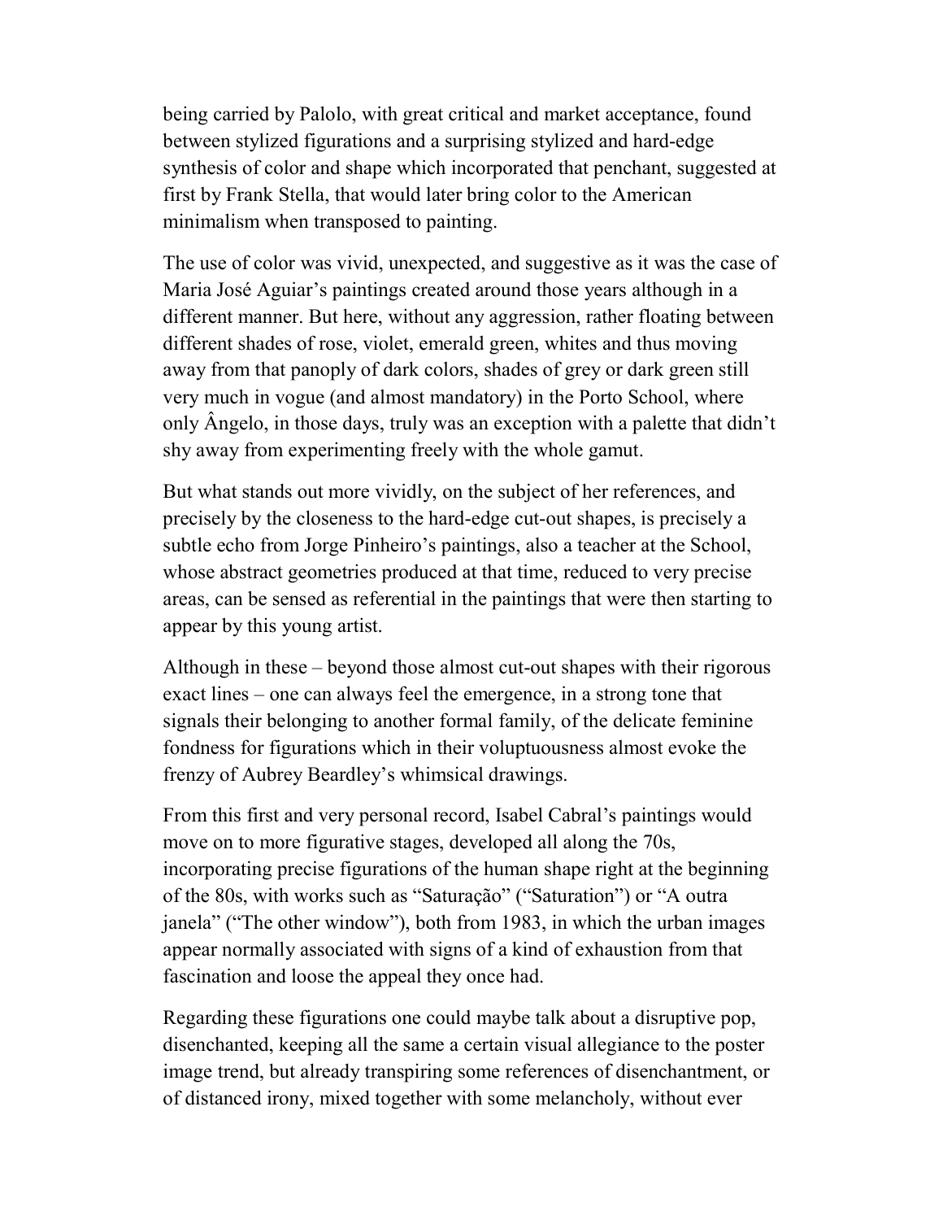being carried by Palolo, with great critical and market acceptance, found between stylized figurations and a surprising stylized and hard-edge synthesis of color and shape which incorporated that penchant, suggested at first by Frank Stella, that would later bring color to the American minimalism when transposed to painting.

The use of color was vivid, unexpected, and suggestive as it was the case of Maria José Aguiar's paintings created around those years although in a different manner. But here, without any aggression, rather floating between different shades of rose, violet, emerald green, whites and thus moving away from that panoply of dark colors, shades of grey or dark green still very much in vogue (and almost mandatory) in the Porto School, where only Ângelo, in those days, truly was an exception with a palette that didn't shy away from experimenting freely with the whole gamut.

But what stands out more vividly, on the subject of her references, and precisely by the closeness to the hard-edge cut-out shapes, is precisely a subtle echo from Jorge Pinheiro's paintings, also a teacher at the School, whose abstract geometries produced at that time, reduced to very precise areas, can be sensed as referential in the paintings that were then starting to appear by this young artist.

Although in these – beyond those almost cut-out shapes with their rigorous exact lines – one can always feel the emergence, in a strong tone that signals their belonging to another formal family, of the delicate feminine fondness for figurations which in their voluptuousness almost evoke the frenzy of Aubrey Beardley's whimsical drawings.

From this first and very personal record, Isabel Cabral's paintings would move on to more figurative stages, developed all along the 70s, incorporating precise figurations of the human shape right at the beginning of the 80s, with works such as "Saturação" ("Saturation") or "A outra janela" ("The other window"), both from 1983, in which the urban images appear normally associated with signs of a kind of exhaustion from that fascination and loose the appeal they once had.

Regarding these figurations one could maybe talk about a disruptive pop, disenchanted, keeping all the same a certain visual allegiance to the poster image trend, but already transpiring some references of disenchantment, or of distanced irony, mixed together with some melancholy, without ever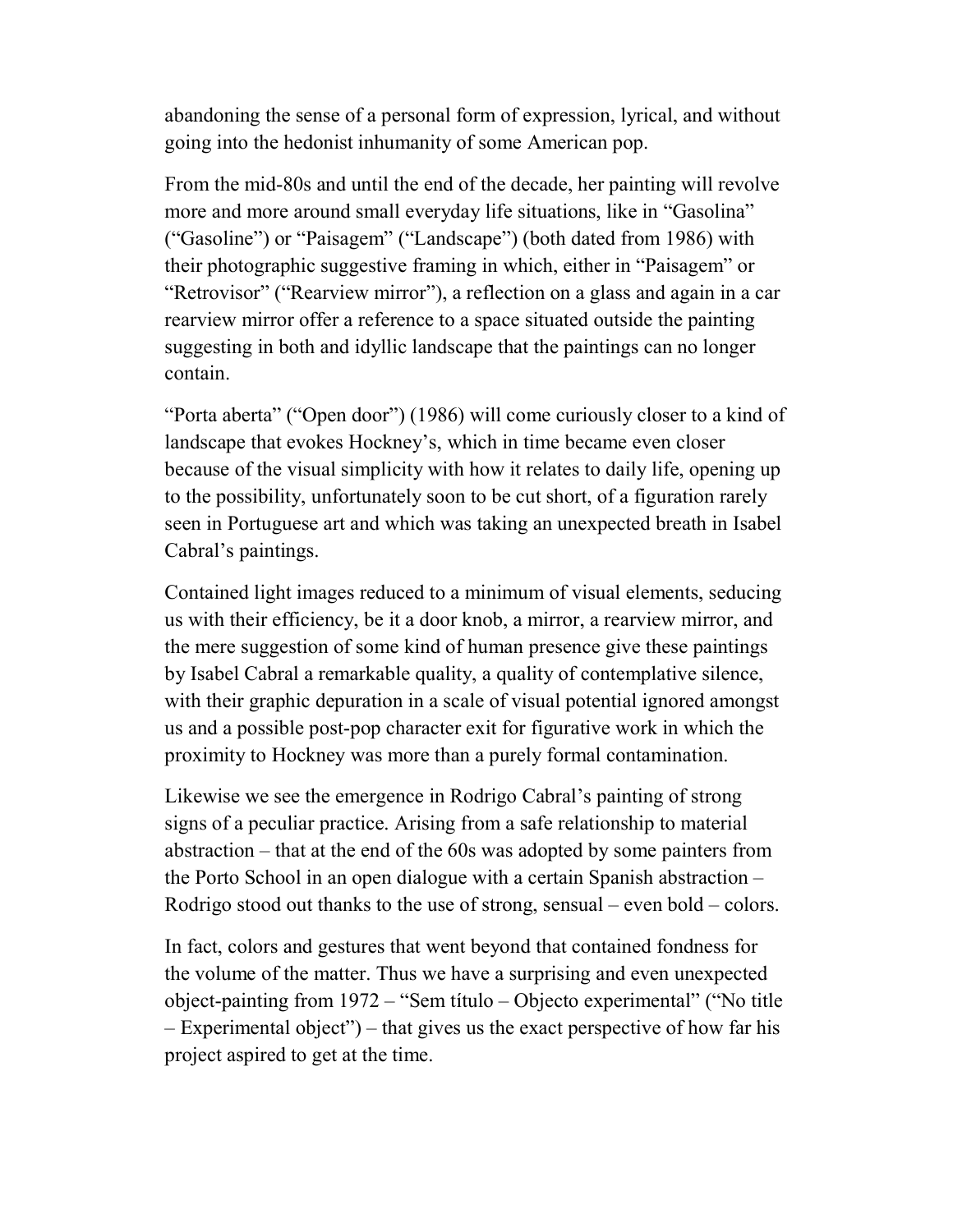abandoning the sense of a personal form of expression, lyrical, and without going into the hedonist inhumanity of some American pop.

From the mid-80s and until the end of the decade, her painting will revolve more and more around small everyday life situations, like in "Gasolina" ("Gasoline") or "Paisagem" ("Landscape") (both dated from 1986) with their photographic suggestive framing in which, either in "Paisagem" or "Retrovisor" ("Rearview mirror"), a reflection on a glass and again in a car rearview mirror offer a reference to a space situated outside the painting suggesting in both and idyllic landscape that the paintings can no longer contain.

"Porta aberta" ("Open door") (1986) will come curiously closer to a kind of landscape that evokes Hockney's, which in time became even closer because of the visual simplicity with how it relates to daily life, opening up to the possibility, unfortunately soon to be cut short, of a figuration rarely seen in Portuguese art and which was taking an unexpected breath in Isabel Cabral's paintings.

Contained light images reduced to a minimum of visual elements, seducing us with their efficiency, be it a door knob, a mirror, a rearview mirror, and the mere suggestion of some kind of human presence give these paintings by Isabel Cabral a remarkable quality, a quality of contemplative silence, with their graphic depuration in a scale of visual potential ignored amongst us and a possible post-pop character exit for figurative work in which the proximity to Hockney was more than a purely formal contamination.

Likewise we see the emergence in Rodrigo Cabral's painting of strong signs of a peculiar practice. Arising from a safe relationship to material abstraction – that at the end of the 60s was adopted by some painters from the Porto School in an open dialogue with a certain Spanish abstraction – Rodrigo stood out thanks to the use of strong, sensual – even bold – colors.

In fact, colors and gestures that went beyond that contained fondness for the volume of the matter. Thus we have a surprising and even unexpected object-painting from 1972 – "Sem título – Objecto experimental" ("No title – Experimental object") – that gives us the exact perspective of how far his project aspired to get at the time.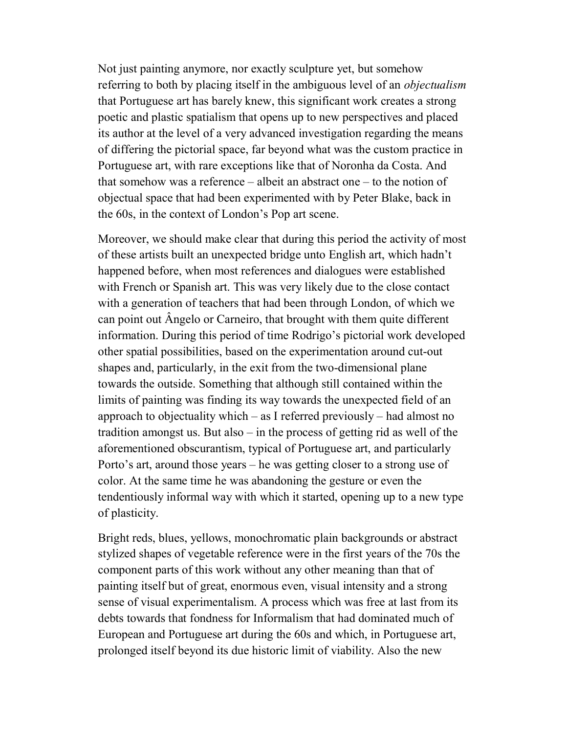Not just painting anymore, nor exactly sculpture yet, but somehow referring to both by placing itself in the ambiguous level of an *objectualism* that Portuguese art has barely knew, this significant work creates a strong poetic and plastic spatialism that opens up to new perspectives and placed its author at the level of a very advanced investigation regarding the means of differing the pictorial space, far beyond what was the custom practice in Portuguese art, with rare exceptions like that of Noronha da Costa. And that somehow was a reference – albeit an abstract one – to the notion of objectual space that had been experimented with by Peter Blake, back in the 60s, in the context of London's Pop art scene.

Moreover, we should make clear that during this period the activity of most of these artists built an unexpected bridge unto English art, which hadn't happened before, when most references and dialogues were established with French or Spanish art. This was very likely due to the close contact with a generation of teachers that had been through London, of which we can point out Ângelo or Carneiro, that brought with them quite different information. During this period of time Rodrigo's pictorial work developed other spatial possibilities, based on the experimentation around cut-out shapes and, particularly, in the exit from the two-dimensional plane towards the outside. Something that although still contained within the limits of painting was finding its way towards the unexpected field of an approach to objectuality which – as I referred previously – had almost no tradition amongst us. But also – in the process of getting rid as well of the aforementioned obscurantism, typical of Portuguese art, and particularly Porto's art, around those years – he was getting closer to a strong use of color. At the same time he was abandoning the gesture or even the tendentiously informal way with which it started, opening up to a new type of plasticity.

Bright reds, blues, yellows, monochromatic plain backgrounds or abstract stylized shapes of vegetable reference were in the first years of the 70s the component parts of this work without any other meaning than that of painting itself but of great, enormous even, visual intensity and a strong sense of visual experimentalism. A process which was free at last from its debts towards that fondness for Informalism that had dominated much of European and Portuguese art during the 60s and which, in Portuguese art, prolonged itself beyond its due historic limit of viability. Also the new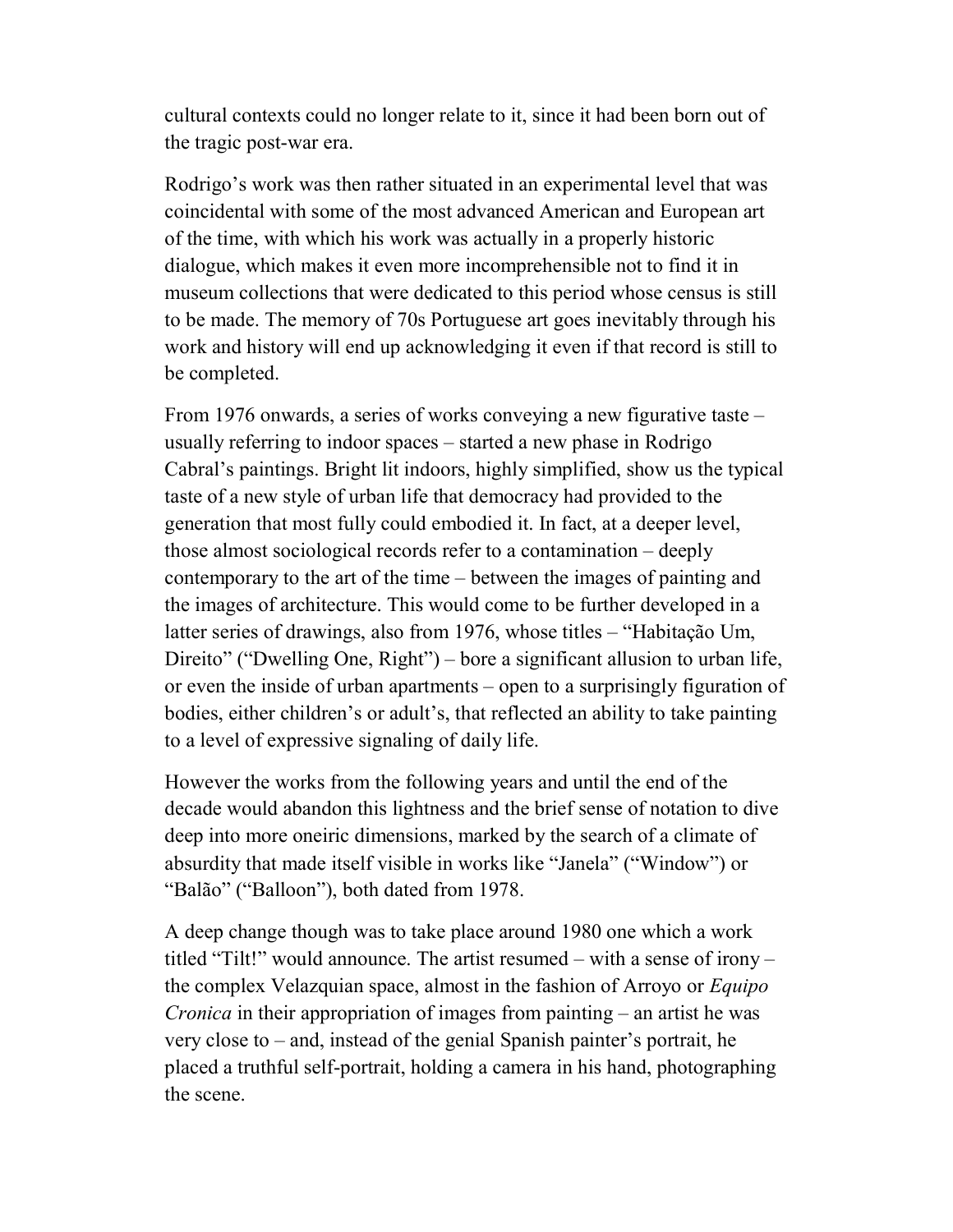cultural contexts could no longer relate to it, since it had been born out of the tragic post-war era.

Rodrigo's work was then rather situated in an experimental level that was coincidental with some of the most advanced American and European art of the time, with which his work was actually in a properly historic dialogue, which makes it even more incomprehensible not to find it in museum collections that were dedicated to this period whose census is still to be made. The memory of 70s Portuguese art goes inevitably through his work and history will end up acknowledging it even if that record is still to be completed.

From 1976 onwards, a series of works conveying a new figurative taste – usually referring to indoor spaces – started a new phase in Rodrigo Cabral's paintings. Bright lit indoors, highly simplified, show us the typical taste of a new style of urban life that democracy had provided to the generation that most fully could embodied it. In fact, at a deeper level, those almost sociological records refer to a contamination – deeply contemporary to the art of the time – between the images of painting and the images of architecture. This would come to be further developed in a latter series of drawings, also from 1976, whose titles – "Habitação Um, Direito" ("Dwelling One, Right") – bore a significant allusion to urban life, or even the inside of urban apartments – open to a surprisingly figuration of bodies, either children's or adult's, that reflected an ability to take painting to a level of expressive signaling of daily life.

However the works from the following years and until the end of the decade would abandon this lightness and the brief sense of notation to dive deep into more oneiric dimensions, marked by the search of a climate of absurdity that made itself visible in works like "Janela" ("Window") or "Balão" ("Balloon"), both dated from 1978.

A deep change though was to take place around 1980 one which a work titled "Tilt!" would announce. The artist resumed – with a sense of irony – the complex Velazquian space, almost in the fashion of Arroyo or *Equipo Cronica* in their appropriation of images from painting – an artist he was very close to – and, instead of the genial Spanish painter's portrait, he placed a truthful self-portrait, holding a camera in his hand, photographing the scene.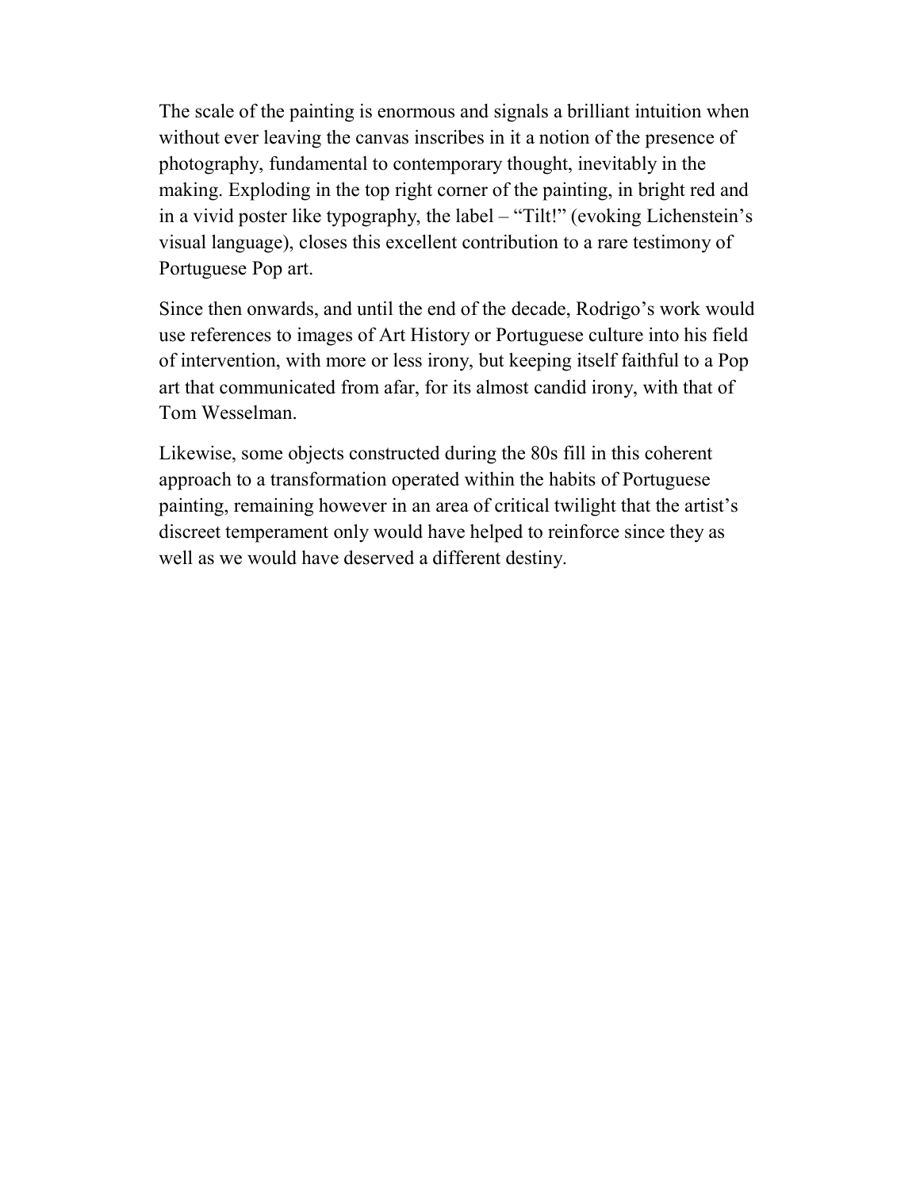The scale of the painting is enormous and signals a brilliant intuition when without ever leaving the canvas inscribes in it a notion of the presence of photography, fundamental to contemporary thought, inevitably in the making. Exploding in the top right corner of the painting, in bright red and in a vivid poster like typography, the label – "Tilt!" (evoking Lichenstein's visual language), closes this excellent contribution to a rare testimony of Portuguese Pop art.

Since then onwards, and until the end of the decade, Rodrigo's work would use references to images of Art History or Portuguese culture into his field of intervention, with more or less irony, but keeping itself faithful to a Pop art that communicated from afar, for its almost candid irony, with that of Tom Wesselman.

Likewise, some objects constructed during the 80s fill in this coherent approach to a transformation operated within the habits of Portuguese painting, remaining however in an area of critical twilight that the artist's discreet temperament only would have helped to reinforce since they as well as we would have deserved a different destiny.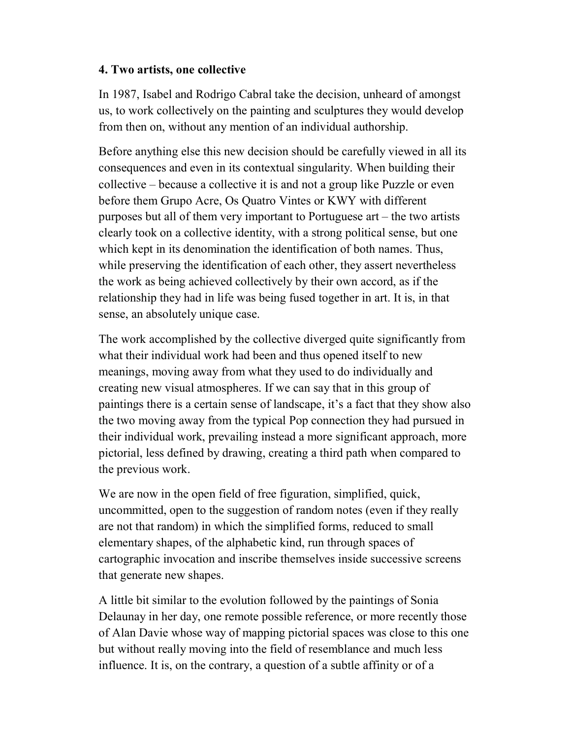## 4. Two artists, one collective

In 1987, Isabel and Rodrigo Cabral take the decision, unheard of amongst us, to work collectively on the painting and sculptures they would develop from then on, without any mention of an individual authorship.

Before anything else this new decision should be carefully viewed in all its consequences and even in its contextual singularity. When building their collective – because a collective it is and not a group like Puzzle or even before them Grupo Acre, Os Quatro Vintes or KWY with different purposes but all of them very important to Portuguese art – the two artists clearly took on a collective identity, with a strong political sense, but one which kept in its denomination the identification of both names. Thus, while preserving the identification of each other, they assert nevertheless the work as being achieved collectively by their own accord, as if the relationship they had in life was being fused together in art. It is, in that sense, an absolutely unique case.

The work accomplished by the collective diverged quite significantly from what their individual work had been and thus opened itself to new meanings, moving away from what they used to do individually and creating new visual atmospheres. If we can say that in this group of paintings there is a certain sense of landscape, it's a fact that they show also the two moving away from the typical Pop connection they had pursued in their individual work, prevailing instead a more significant approach, more pictorial, less defined by drawing, creating a third path when compared to the previous work.

We are now in the open field of free figuration, simplified, quick, uncommitted, open to the suggestion of random notes (even if they really are not that random) in which the simplified forms, reduced to small elementary shapes, of the alphabetic kind, run through spaces of cartographic invocation and inscribe themselves inside successive screens that generate new shapes.

A little bit similar to the evolution followed by the paintings of Sonia Delaunay in her day, one remote possible reference, or more recently those of Alan Davie whose way of mapping pictorial spaces was close to this one but without really moving into the field of resemblance and much less influence. It is, on the contrary, a question of a subtle affinity or of a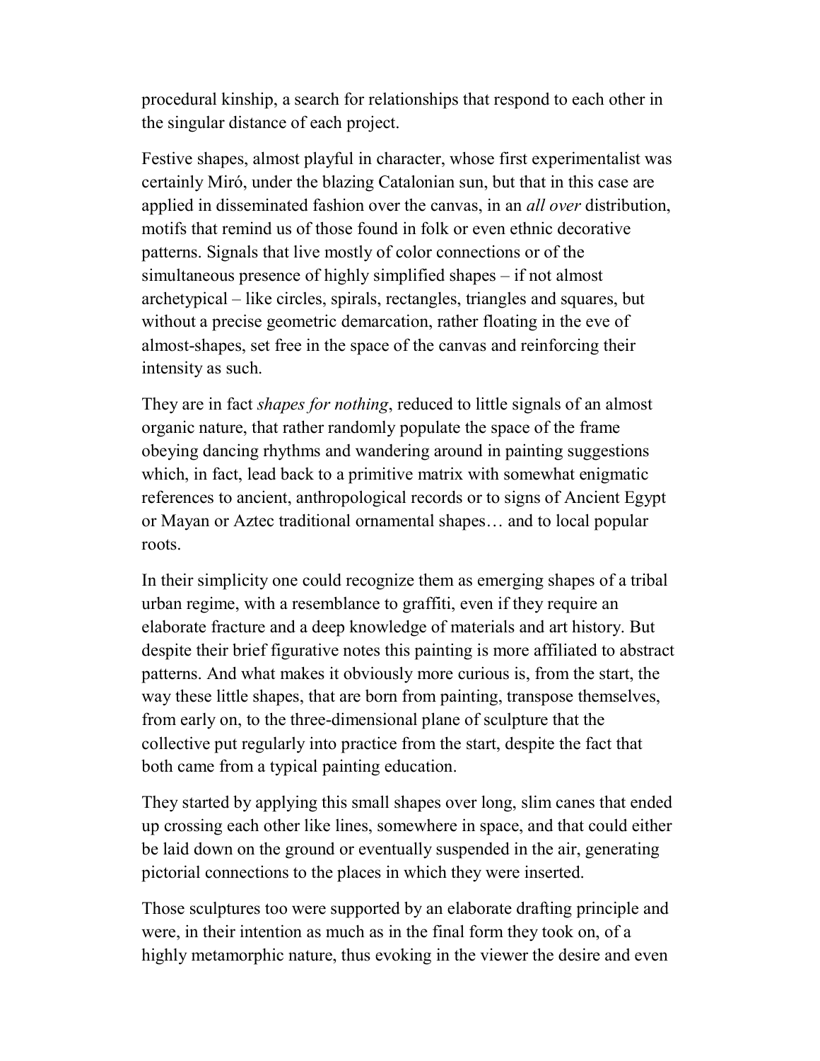procedural kinship, a search for relationships that respond to each other in the singular distance of each project.

Festive shapes, almost playful in character, whose first experimentalist was certainly Miró, under the blazing Catalonian sun, but that in this case are applied in disseminated fashion over the canvas, in an *all over* distribution, motifs that remind us of those found in folk or even ethnic decorative patterns. Signals that live mostly of color connections or of the simultaneous presence of highly simplified shapes – if not almost archetypical – like circles, spirals, rectangles, triangles and squares, but without a precise geometric demarcation, rather floating in the eve of almost-shapes, set free in the space of the canvas and reinforcing their intensity as such.

They are in fact *shapes for nothing*, reduced to little signals of an almost organic nature, that rather randomly populate the space of the frame obeying dancing rhythms and wandering around in painting suggestions which, in fact, lead back to a primitive matrix with somewhat enigmatic references to ancient, anthropological records or to signs of Ancient Egypt or Mayan or Aztec traditional ornamental shapes… and to local popular roots.

In their simplicity one could recognize them as emerging shapes of a tribal urban regime, with a resemblance to graffiti, even if they require an elaborate fracture and a deep knowledge of materials and art history. But despite their brief figurative notes this painting is more affiliated to abstract patterns. And what makes it obviously more curious is, from the start, the way these little shapes, that are born from painting, transpose themselves, from early on, to the three-dimensional plane of sculpture that the collective put regularly into practice from the start, despite the fact that both came from a typical painting education.

They started by applying this small shapes over long, slim canes that ended up crossing each other like lines, somewhere in space, and that could either be laid down on the ground or eventually suspended in the air, generating pictorial connections to the places in which they were inserted.

Those sculptures too were supported by an elaborate drafting principle and were, in their intention as much as in the final form they took on, of a highly metamorphic nature, thus evoking in the viewer the desire and even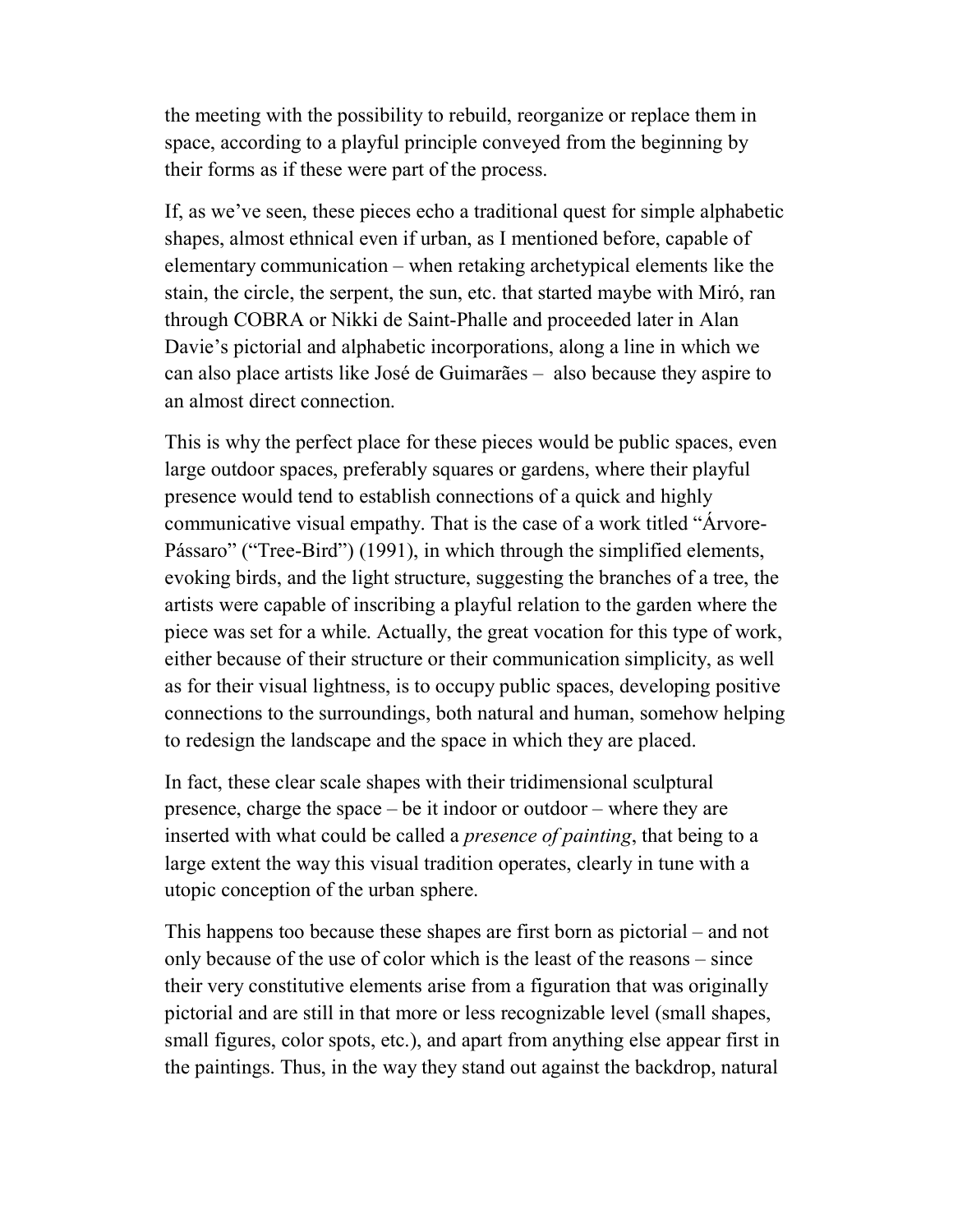the meeting with the possibility to rebuild, reorganize or replace them in space, according to a playful principle conveyed from the beginning by their forms as if these were part of the process.

If, as we've seen, these pieces echo a traditional quest for simple alphabetic shapes, almost ethnical even if urban, as I mentioned before, capable of elementary communication – when retaking archetypical elements like the stain, the circle, the serpent, the sun, etc. that started maybe with Miró, ran through COBRA or Nikki de Saint-Phalle and proceeded later in Alan Davie's pictorial and alphabetic incorporations, along a line in which we can also place artists like José de Guimarães – also because they aspire to an almost direct connection.

This is why the perfect place for these pieces would be public spaces, even large outdoor spaces, preferably squares or gardens, where their playful presence would tend to establish connections of a quick and highly communicative visual empathy. That is the case of a work titled "Árvore-Pássaro" ("Tree-Bird") (1991), in which through the simplified elements, evoking birds, and the light structure, suggesting the branches of a tree, the artists were capable of inscribing a playful relation to the garden where the piece was set for a while. Actually, the great vocation for this type of work, either because of their structure or their communication simplicity, as well as for their visual lightness, is to occupy public spaces, developing positive connections to the surroundings, both natural and human, somehow helping to redesign the landscape and the space in which they are placed.

In fact, these clear scale shapes with their tridimensional sculptural presence, charge the space – be it indoor or outdoor – where they are inserted with what could be called a *presence of painting*, that being to a large extent the way this visual tradition operates, clearly in tune with a utopic conception of the urban sphere.

This happens too because these shapes are first born as pictorial – and not only because of the use of color which is the least of the reasons – since their very constitutive elements arise from a figuration that was originally pictorial and are still in that more or less recognizable level (small shapes, small figures, color spots, etc.), and apart from anything else appear first in the paintings. Thus, in the way they stand out against the backdrop, natural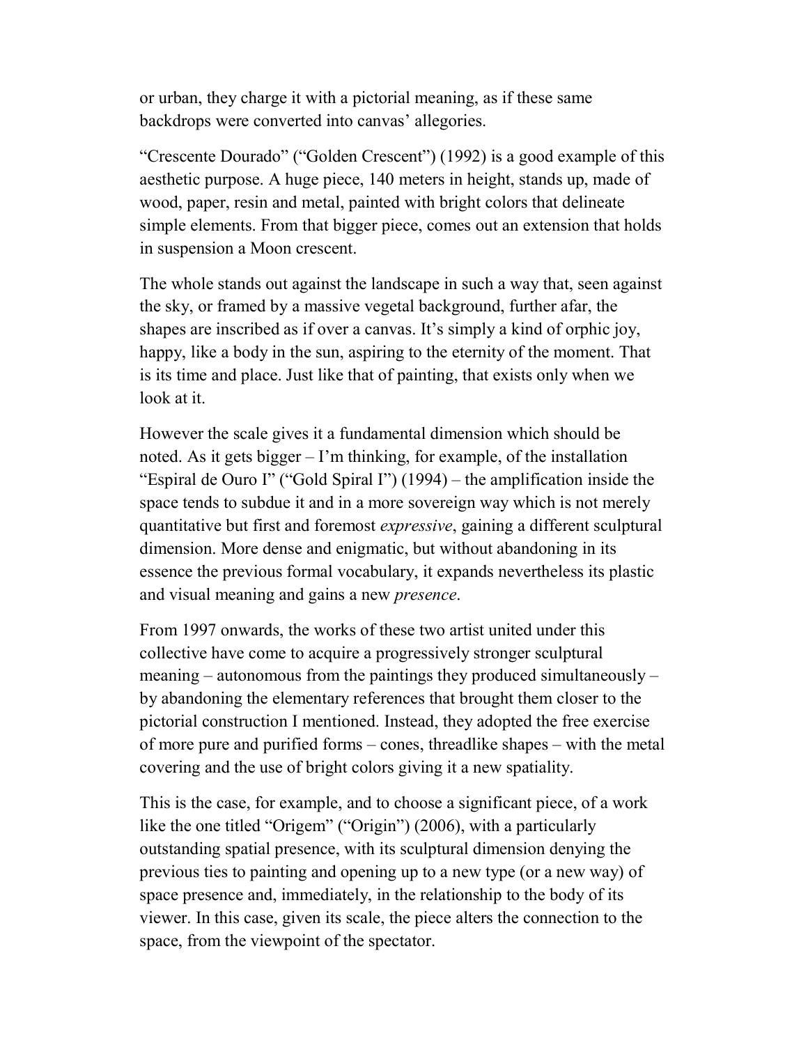or urban, they charge it with a pictorial meaning, as if these same backdrops were converted into canvas' allegories.

"Crescente Dourado" ("Golden Crescent") (1992) is a good example of this aesthetic purpose. A huge piece, 140 meters in height, stands up, made of wood, paper, resin and metal, painted with bright colors that delineate simple elements. From that bigger piece, comes out an extension that holds in suspension a Moon crescent.

The whole stands out against the landscape in such a way that, seen against the sky, or framed by a massive vegetal background, further afar, the shapes are inscribed as if over a canvas. It's simply a kind of orphic joy, happy, like a body in the sun, aspiring to the eternity of the moment. That is its time and place. Just like that of painting, that exists only when we look at it.

However the scale gives it a fundamental dimension which should be noted. As it gets bigger – I'm thinking, for example, of the installation "Espiral de Ouro I" ("Gold Spiral I") (1994) – the amplification inside the space tends to subdue it and in a more sovereign way which is not merely quantitative but first and foremost *expressive*, gaining a different sculptural dimension. More dense and enigmatic, but without abandoning in its essence the previous formal vocabulary, it expands nevertheless its plastic and visual meaning and gains a new *presence*.

From 1997 onwards, the works of these two artist united under this collective have come to acquire a progressively stronger sculptural meaning – autonomous from the paintings they produced simultaneously – by abandoning the elementary references that brought them closer to the pictorial construction I mentioned. Instead, they adopted the free exercise of more pure and purified forms – cones, threadlike shapes – with the metal covering and the use of bright colors giving it a new spatiality.

This is the case, for example, and to choose a significant piece, of a work like the one titled "Origem" ("Origin") (2006), with a particularly outstanding spatial presence, with its sculptural dimension denying the previous ties to painting and opening up to a new type (or a new way) of space presence and, immediately, in the relationship to the body of its viewer. In this case, given its scale, the piece alters the connection to the space, from the viewpoint of the spectator.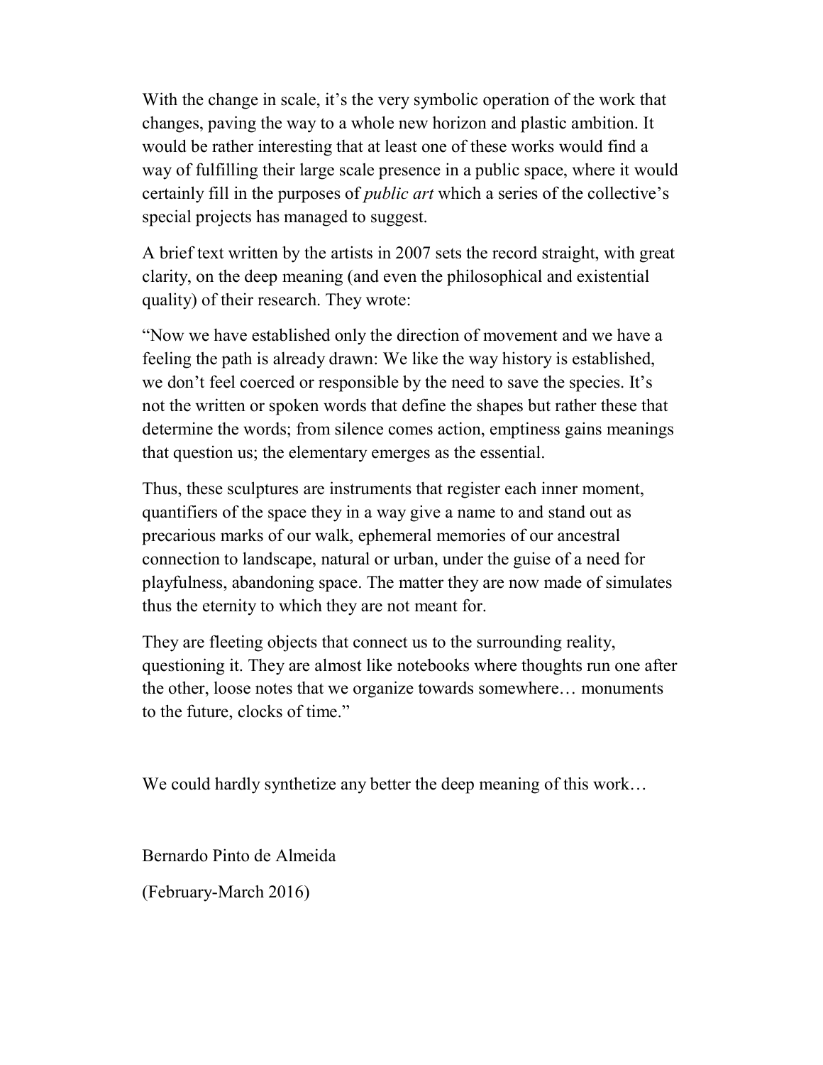With the change in scale, it's the very symbolic operation of the work that changes, paving the way to a whole new horizon and plastic ambition. It would be rather interesting that at least one of these works would find a way of fulfilling their large scale presence in a public space, where it would certainly fill in the purposes of *public art* which a series of the collective's special projects has managed to suggest.

A brief text written by the artists in 2007 sets the record straight, with great clarity, on the deep meaning (and even the philosophical and existential quality) of their research. They wrote:

"Now we have established only the direction of movement and we have a feeling the path is already drawn: We like the way history is established, we don't feel coerced or responsible by the need to save the species. It's not the written or spoken words that define the shapes but rather these that determine the words; from silence comes action, emptiness gains meanings that question us; the elementary emerges as the essential.

Thus, these sculptures are instruments that register each inner moment, quantifiers of the space they in a way give a name to and stand out as precarious marks of our walk, ephemeral memories of our ancestral connection to landscape, natural or urban, under the guise of a need for playfulness, abandoning space. The matter they are now made of simulates thus the eternity to which they are not meant for.

They are fleeting objects that connect us to the surrounding reality, questioning it. They are almost like notebooks where thoughts run one after the other, loose notes that we organize towards somewhere… monuments to the future, clocks of time."

We could hardly synthetize any better the deep meaning of this work…

Bernardo Pinto de Almeida

(February-March 2016)